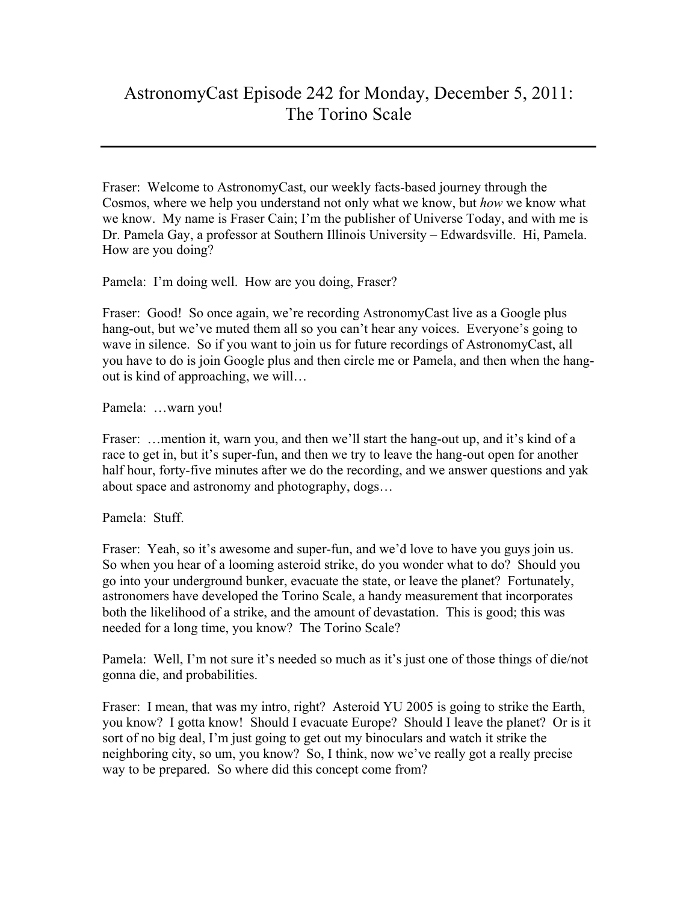# AstronomyCast Episode 242 for Monday, December 5, 2011: The Torino Scale

---

Fraser: Welcome to AstronomyCast, our weekly facts-based journey through the Cosmos, where we help you understand not only what we know, but *how* we know what we know. My name is Fraser Cain; I'm the publisher of Universe Today, and with me is Dr. Pamela Gay, a professor at Southern Illinois University – Edwardsville. Hi, Pamela. How are you doing?

Pamela: I'm doing well. How are you doing, Fraser?

Fraser: Good! So once again, we're recording AstronomyCast live as a Google plus hang-out, but we've muted them all so you can't hear any voices. Everyone's going to wave in silence. So if you want to join us for future recordings of AstronomyCast, all you have to do is join Google plus and then circle me or Pamela, and then when the hang-out is kind of approaching, we will…

Pamela: …warn you!

Fraser: …mention it, warn you, and then we'll start the hang-out up, and it's kind of a race to get in, but it's super-fun, and then we try to leave the hang-out open for another half hour, forty-five minutes after we do the recording, and we answer questions and yak about space and astronomy and photography, dogs…

Pamela: Stuff.

Fraser: Yeah, so it's awesome and super-fun, and we'd love to have you guys join us. So when you hear of a looming asteroid strike, do you wonder what to do? Should you go into your underground bunker, evacuate the state, or leave the planet? Fortunately, astronomers have developed the Torino Scale, a handy measurement that incorporates both the likelihood of a strike, and the amount of devastation. This is good; this was needed for a long time, you know? The Torino Scale?

Pamela: Well, I'm not sure it's needed so much as it's just one of those things of die/not gonna die, and probabilities.

Fraser: I mean, that was my intro, right? Asteroid YU 2005 is going to strike the Earth, you know? I gotta know! Should I evacuate Europe? Should I leave the planet? Or is it sort of no big deal, I'm just going to get out my binoculars and watch it strike the neighboring city, so um, you know? So, I think, now we've really got a really precise way to be prepared. So where did this concept come from?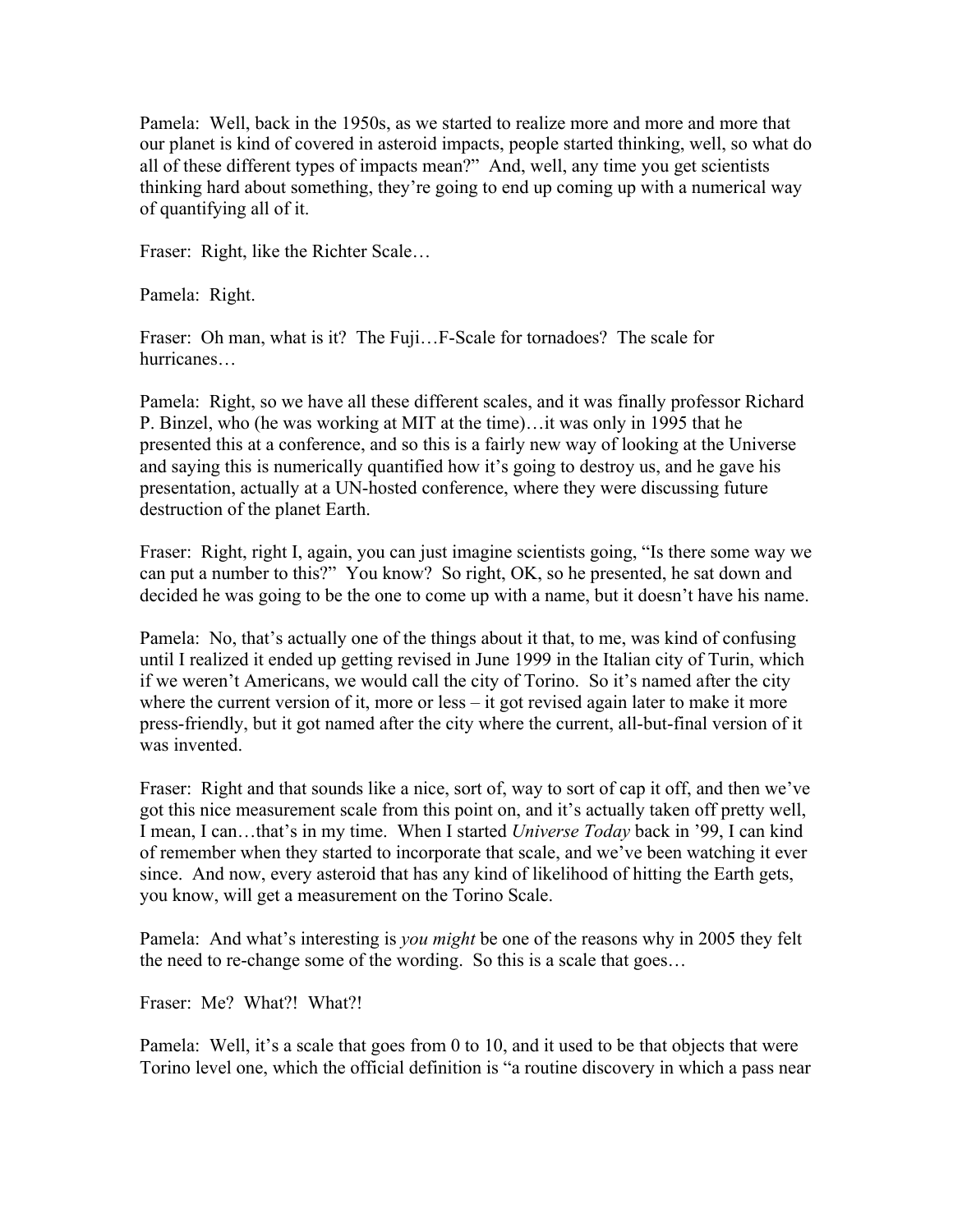Pamela: Well, back in the 1950s, as we started to realize more and more and more that our planet is kind of covered in asteroid impacts, people started thinking, well, so what do all of these different types of impacts mean?" And, well, any time you get scientists thinking hard about something, they're going to end up coming up with a numerical way of quantifying all of it.

Fraser: Right, like the Richter Scale…

Pamela: Right.

Fraser: Oh man, what is it? The Fuji…F-Scale for tornadoes? The scale for hurricanes…

Pamela: Right, so we have all these different scales, and it was finally professor Richard P. Binzel, who (he was working at MIT at the time)…it was only in 1995 that he presented this at a conference, and so this is a fairly new way of looking at the Universe and saying this is numerically quantified how it's going to destroy us, and he gave his presentation, actually at a UN-hosted conference, where they were discussing future destruction of the planet Earth.

Fraser: Right, right I, again, you can just imagine scientists going, "Is there some way we can put a number to this?" You know? So right, OK, so he presented, he sat down and decided he was going to be the one to come up with a name, but it doesn't have his name.

Pamela: No, that's actually one of the things about it that, to me, was kind of confusing until I realized it ended up getting revised in June 1999 in the Italian city of Turin, which if we weren't Americans, we would call the city of Torino. So it's named after the city where the current version of it, more or less – it got revised again later to make it more press-friendly, but it got named after the city where the current, all-but-final version of it was invented.

Fraser: Right and that sounds like a nice, sort of, way to sort of cap it off, and then we've got this nice measurement scale from this point on, and it's actually taken off pretty well, I mean, I can…that's in my time. When I started *Universe Today* back in '99, I can kind of remember when they started to incorporate that scale, and we've been watching it ever since. And now, every asteroid that has any kind of likelihood of hitting the Earth gets, you know, will get a measurement on the Torino Scale.

Pamela: And what's interesting is *you might* be one of the reasons why in 2005 they felt the need to re-change some of the wording. So this is a scale that goes…

Fraser: Me? What?! What?!

Pamela: Well, it's a scale that goes from 0 to 10, and it used to be that objects that were Torino level one, which the official definition is "a routine discovery in which a pass near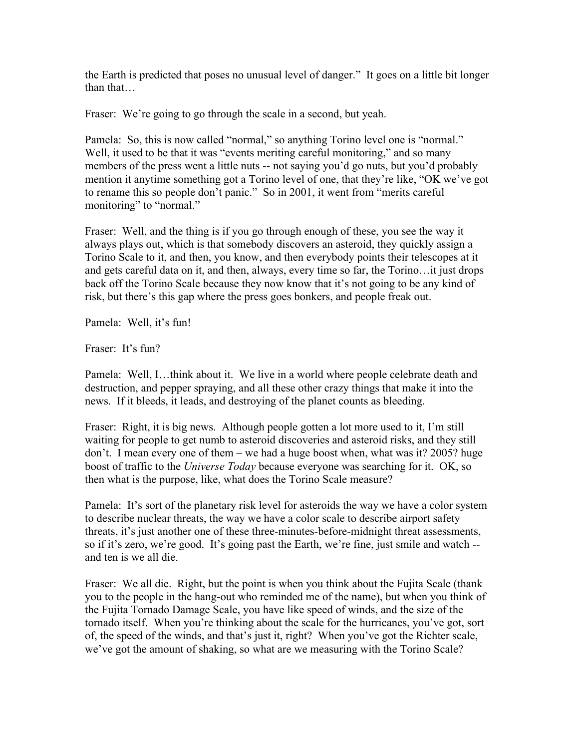the Earth is predicted that poses no unusual level of danger." It goes on a little bit longer than that…

Fraser: We're going to go through the scale in a second, but yeah.

Pamela: So, this is now called "normal," so anything Torino level one is "normal." Well, it used to be that it was "events meriting careful monitoring," and so many members of the press went a little nuts -- not saying you'd go nuts, but you'd probably mention it anytime something got a Torino level of one, that they're like, "OK we've got to rename this so people don't panic." So in 2001, it went from "merits careful monitoring" to "normal."

Fraser: Well, and the thing is if you go through enough of these, you see the way it always plays out, which is that somebody discovers an asteroid, they quickly assign a Torino Scale to it, and then, you know, and then everybody points their telescopes at it and gets careful data on it, and then, always, every time so far, the Torino…it just drops back off the Torino Scale because they now know that it's not going to be any kind of risk, but there's this gap where the press goes bonkers, and people freak out.

Pamela: Well, it's fun!

Fraser: It's fun?

Pamela: Well, I…think about it. We live in a world where people celebrate death and destruction, and pepper spraying, and all these other crazy things that make it into the news. If it bleeds, it leads, and destroying of the planet counts as bleeding.

Fraser: Right, it is big news. Although people gotten a lot more used to it, I'm still waiting for people to get numb to asteroid discoveries and asteroid risks, and they still don't. I mean every one of them – we had a huge boost when, what was it? 2005? huge boost of traffic to the *Universe Today* because everyone was searching for it. OK, so then what is the purpose, like, what does the Torino Scale measure?

Pamela: It's sort of the planetary risk level for asteroids the way we have a color system to describe nuclear threats, the way we have a color scale to describe airport safety threats, it's just another one of these three-minutes-before-midnight threat assessments, so if it's zero, we're good. It's going past the Earth, we're fine, just smile and watch -- and ten is we all die.

Fraser: We all die. Right, but the point is when you think about the Fujita Scale (thank you to the people in the hang-out who reminded me of the name), but when you think of the Fujita Tornado Damage Scale, you have like speed of winds, and the size of the tornado itself. When you're thinking about the scale for the hurricanes, you've got, sort of, the speed of the winds, and that's just it, right? When you've got the Richter scale, we've got the amount of shaking, so what are we measuring with the Torino Scale?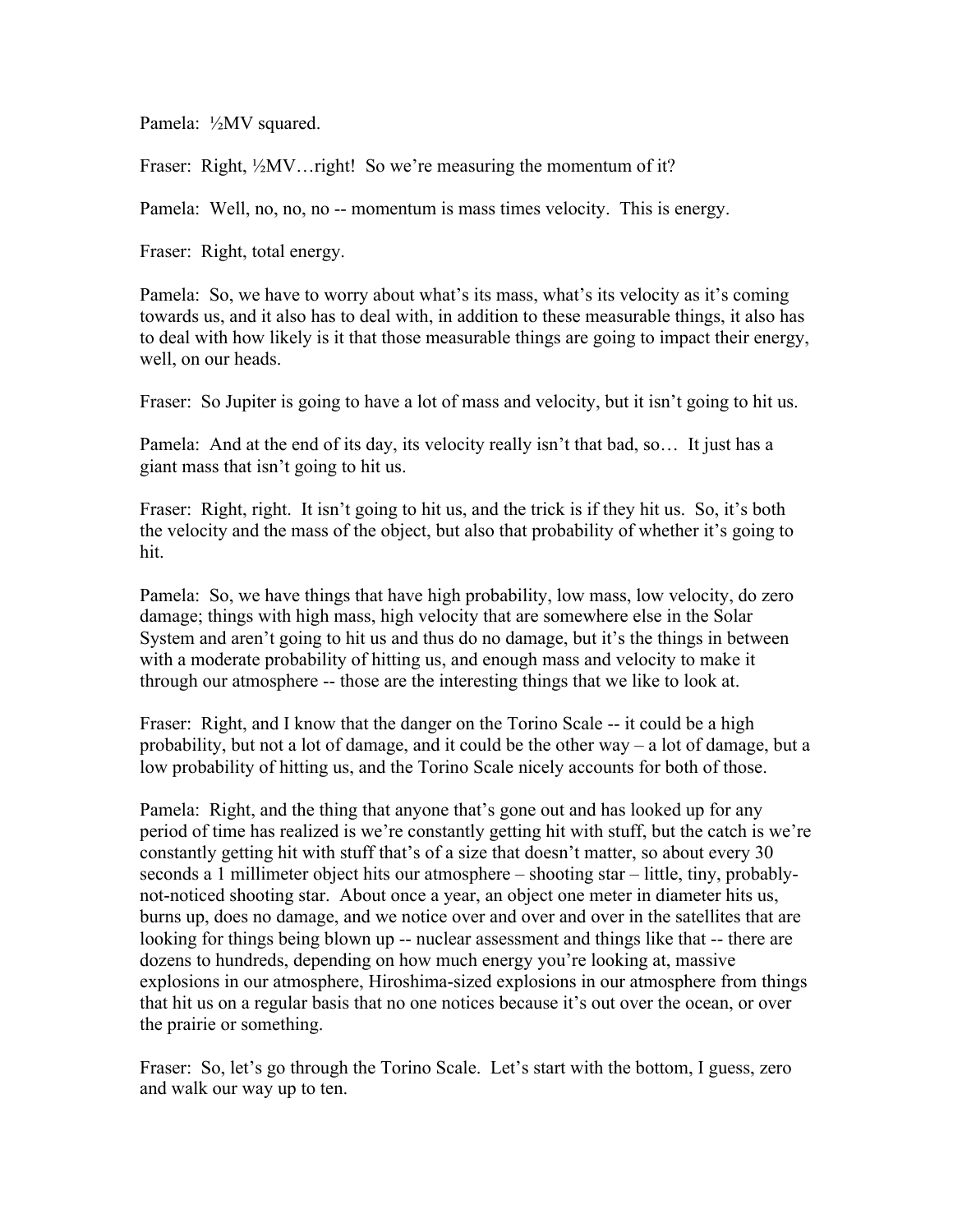Pamela: ½MV squared.

Fraser: Right, ½MV…right! So we're measuring the momentum of it?

Pamela: Well, no, no, no -- momentum is mass times velocity. This is energy.

Fraser: Right, total energy.

Pamela: So, we have to worry about what's its mass, what's its velocity as it's coming towards us, and it also has to deal with, in addition to these measurable things, it also has to deal with how likely is it that those measurable things are going to impact their energy, well, on our heads.

Fraser: So Jupiter is going to have a lot of mass and velocity, but it isn't going to hit us.

Pamela: And at the end of its day, its velocity really isn't that bad, so… It just has a giant mass that isn't going to hit us.

Fraser: Right, right. It isn't going to hit us, and the trick is if they hit us. So, it's both the velocity and the mass of the object, but also that probability of whether it's going to hit.

Pamela: So, we have things that have high probability, low mass, low velocity, do zero damage; things with high mass, high velocity that are somewhere else in the Solar System and aren't going to hit us and thus do no damage, but it's the things in between with a moderate probability of hitting us, and enough mass and velocity to make it through our atmosphere -- those are the interesting things that we like to look at.

Fraser: Right, and I know that the danger on the Torino Scale -- it could be a high probability, but not a lot of damage, and it could be the other way – a lot of damage, but a low probability of hitting us, and the Torino Scale nicely accounts for both of those.

Pamela: Right, and the thing that anyone that's gone out and has looked up for any period of time has realized is we're constantly getting hit with stuff, but the catch is we're constantly getting hit with stuff that's of a size that doesn't matter, so about every 30 seconds a 1 millimeter object hits our atmosphere – shooting star – little, tiny, probably-not-noticed shooting star. About once a year, an object one meter in diameter hits us, burns up, does no damage, and we notice over and over and over in the satellites that are looking for things being blown up -- nuclear assessment and things like that -- there are dozens to hundreds, depending on how much energy you're looking at, massive explosions in our atmosphere, Hiroshima-sized explosions in our atmosphere from things that hit us on a regular basis that no one notices because it's out over the ocean, or over the prairie or something.

Fraser: So, let's go through the Torino Scale. Let's start with the bottom, I guess, zero and walk our way up to ten.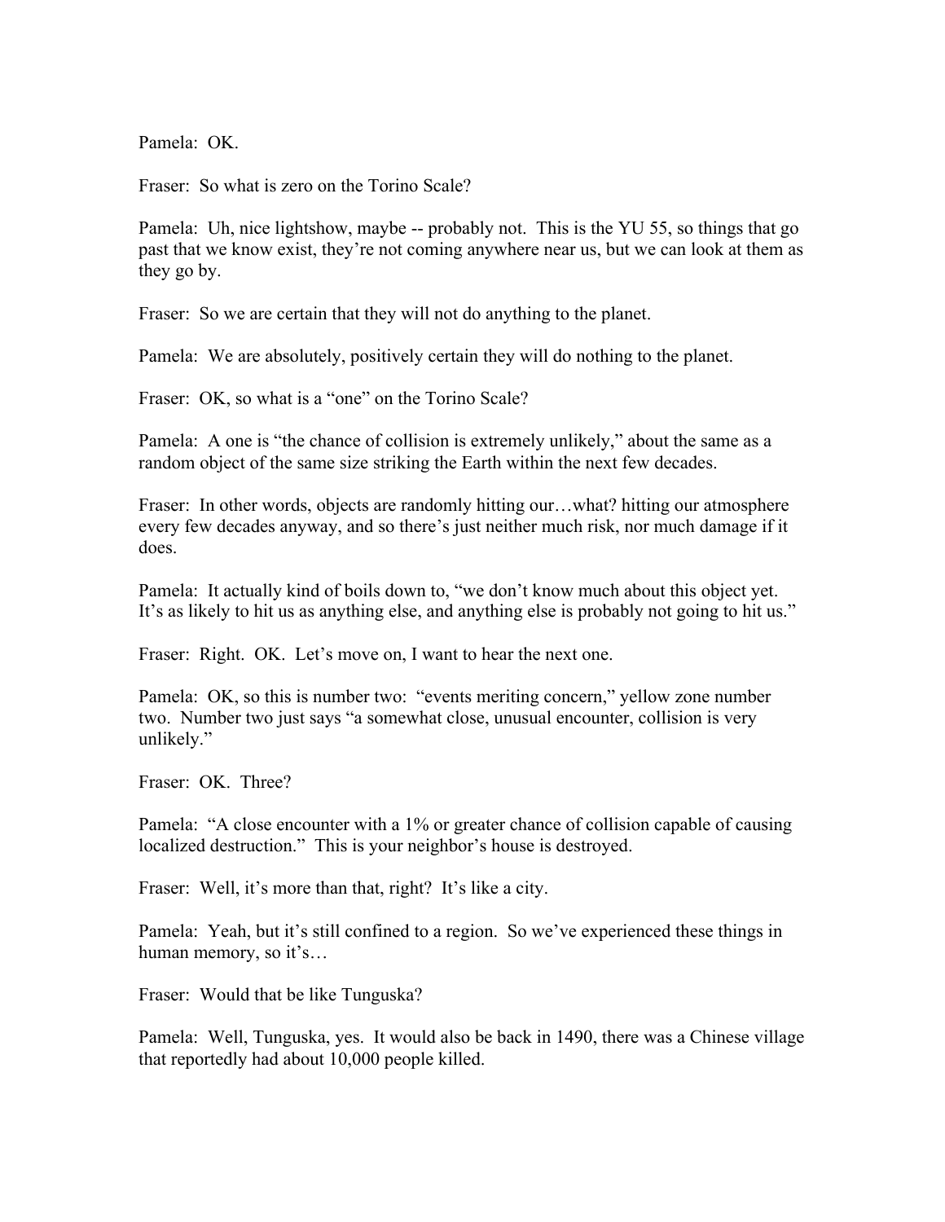Pamela: OK.

Fraser: So what is zero on the Torino Scale?

Pamela: Uh, nice lightshow, maybe -- probably not. This is the YU 55, so things that go past that we know exist, they're not coming anywhere near us, but we can look at them as they go by.

Fraser: So we are certain that they will not do anything to the planet.

Pamela: We are absolutely, positively certain they will do nothing to the planet.

Fraser: OK, so what is a "one" on the Torino Scale?

Pamela: A one is "the chance of collision is extremely unlikely," about the same as a random object of the same size striking the Earth within the next few decades.

Fraser: In other words, objects are randomly hitting our…what? hitting our atmosphere every few decades anyway, and so there's just neither much risk, nor much damage if it does.

Pamela: It actually kind of boils down to, "we don't know much about this object yet. It's as likely to hit us as anything else, and anything else is probably not going to hit us."

Fraser: Right. OK. Let's move on, I want to hear the next one.

Pamela: OK, so this is number two: "events meriting concern," yellow zone number two. Number two just says "a somewhat close, unusual encounter, collision is very unlikely."

Fraser: OK. Three?

Pamela: "A close encounter with a 1% or greater chance of collision capable of causing localized destruction." This is your neighbor's house is destroyed.

Fraser: Well, it's more than that, right? It's like a city.

Pamela: Yeah, but it's still confined to a region. So we've experienced these things in human memory, so it's…

Fraser: Would that be like Tunguska?

Pamela: Well, Tunguska, yes. It would also be back in 1490, there was a Chinese village that reportedly had about 10,000 people killed.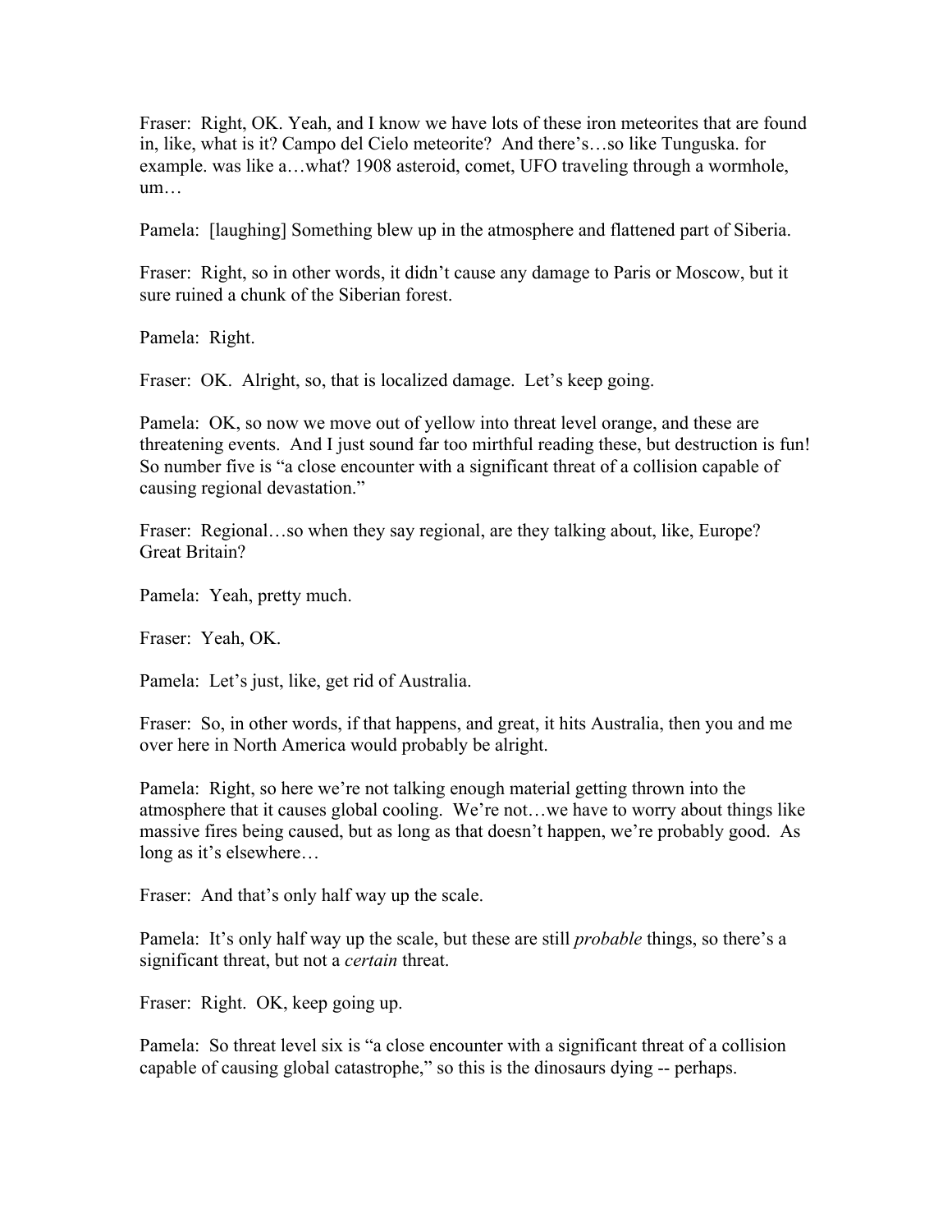Fraser: Right, OK. Yeah, and I know we have lots of these iron meteorites that are found in, like, what is it? Campo del Cielo meteorite? And there's…so like Tunguska. for example. was like a…what? 1908 asteroid, comet, UFO traveling through a wormhole, um…

Pamela: [laughing] Something blew up in the atmosphere and flattened part of Siberia.

Fraser: Right, so in other words, it didn't cause any damage to Paris or Moscow, but it sure ruined a chunk of the Siberian forest.

Pamela: Right.

Fraser: OK. Alright, so, that is localized damage. Let's keep going.

Pamela: OK, so now we move out of yellow into threat level orange, and these are threatening events. And I just sound far too mirthful reading these, but destruction is fun! So number five is "a close encounter with a significant threat of a collision capable of causing regional devastation."

Fraser: Regional…so when they say regional, are they talking about, like, Europe? Great Britain?

Pamela: Yeah, pretty much.

Fraser: Yeah, OK.

Pamela: Let's just, like, get rid of Australia.

Fraser: So, in other words, if that happens, and great, it hits Australia, then you and me over here in North America would probably be alright.

Pamela: Right, so here we're not talking enough material getting thrown into the atmosphere that it causes global cooling. We're not…we have to worry about things like massive fires being caused, but as long as that doesn't happen, we're probably good. As long as it's elsewhere…

Fraser: And that's only half way up the scale.

Pamela: It's only half way up the scale, but these are still *probable* things, so there's a significant threat, but not a *certain* threat.

Fraser: Right. OK, keep going up.

Pamela: So threat level six is "a close encounter with a significant threat of a collision capable of causing global catastrophe," so this is the dinosaurs dying -- perhaps.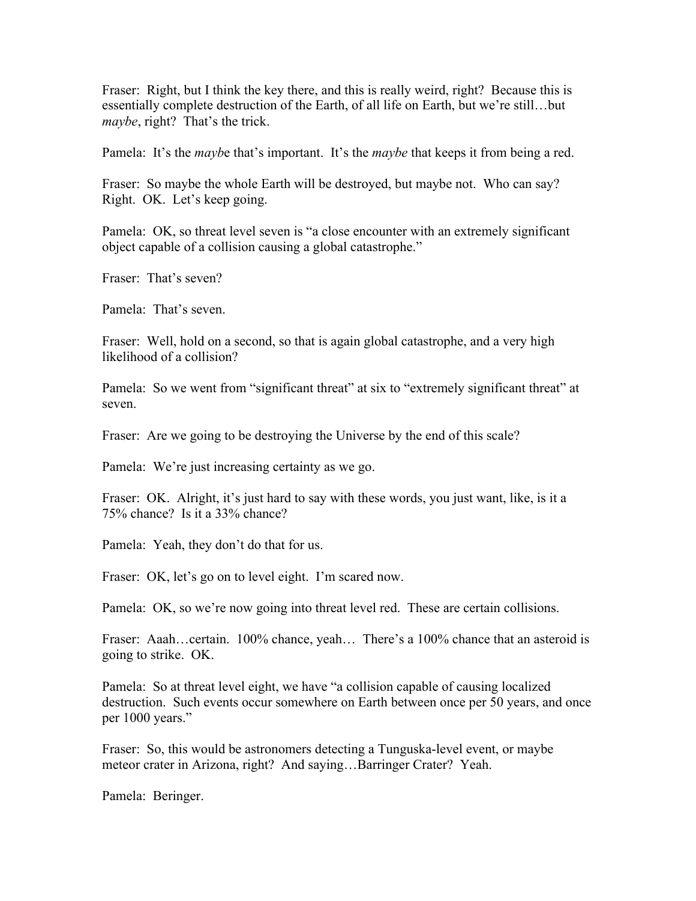Fraser: Right, but I think the key there, and this is really weird, right? Because this is essentially complete destruction of the Earth, of all life on Earth, but we're still…but *maybe*, right? That's the trick.

Pamela: It's the *mayb*e that's important. It's the *maybe* that keeps it from being a red.

Fraser: So maybe the whole Earth will be destroyed, but maybe not. Who can say? Right. OK. Let's keep going.

Pamela: OK, so threat level seven is "a close encounter with an extremely significant object capable of a collision causing a global catastrophe."

Fraser: That's seven?

Pamela: That's seven.

Fraser: Well, hold on a second, so that is again global catastrophe, and a very high likelihood of a collision?

Pamela: So we went from "significant threat" at six to "extremely significant threat" at seven.

Fraser: Are we going to be destroying the Universe by the end of this scale?

Pamela: We're just increasing certainty as we go.

Fraser: OK. Alright, it's just hard to say with these words, you just want, like, is it a 75% chance? Is it a 33% chance?

Pamela: Yeah, they don't do that for us.

Fraser: OK, let's go on to level eight. I'm scared now.

Pamela: OK, so we're now going into threat level red. These are certain collisions.

Fraser: Aaah…certain. 100% chance, yeah… There's a 100% chance that an asteroid is going to strike. OK.

Pamela: So at threat level eight, we have "a collision capable of causing localized destruction. Such events occur somewhere on Earth between once per 50 years, and once per 1000 years."

Fraser: So, this would be astronomers detecting a Tunguska-level event, or maybe meteor crater in Arizona, right? And saying…Barringer Crater? Yeah.

Pamela: Beringer.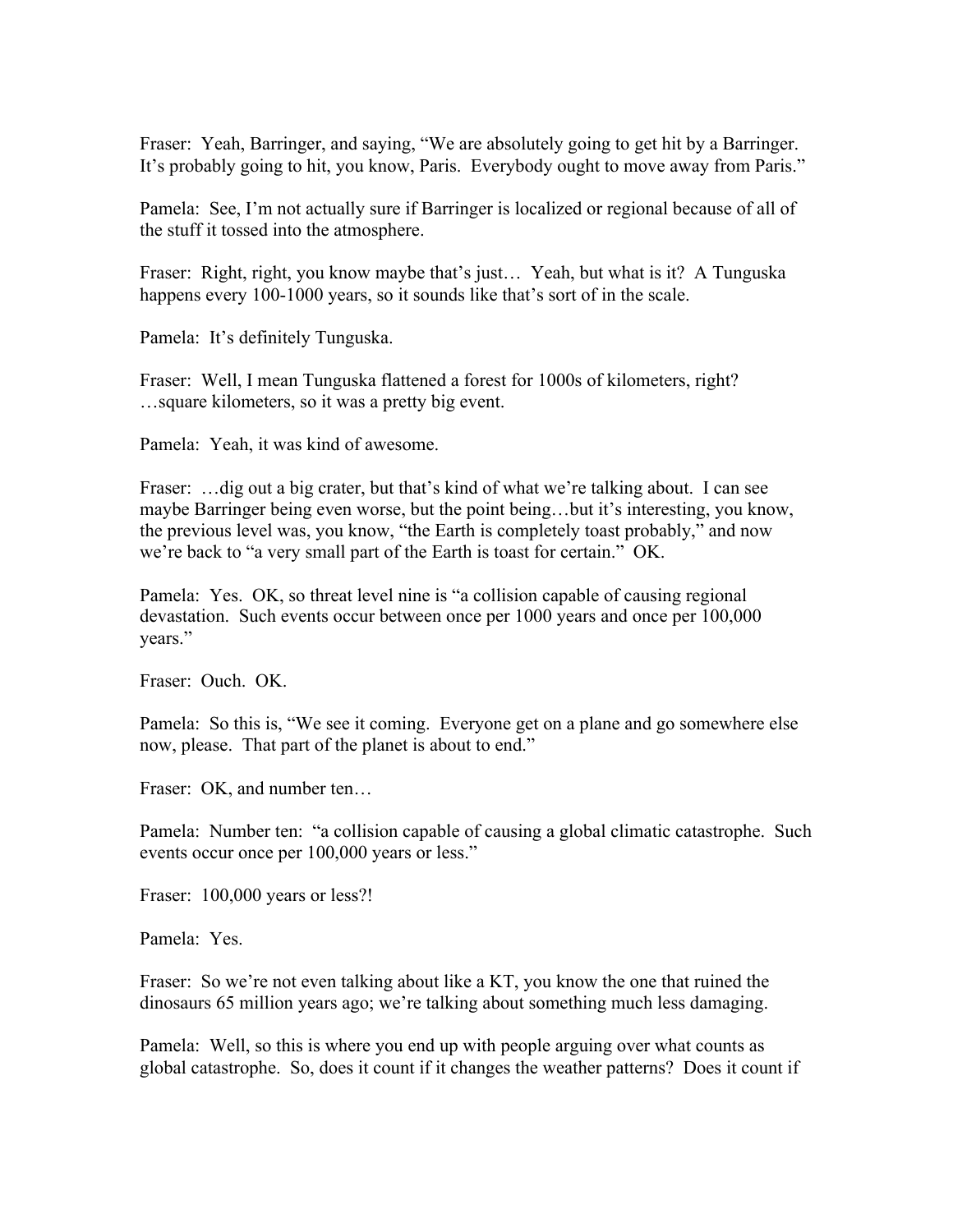Fraser: Yeah, Barringer, and saying, "We are absolutely going to get hit by a Barringer. It's probably going to hit, you know, Paris. Everybody ought to move away from Paris."

Pamela: See, I'm not actually sure if Barringer is localized or regional because of all of the stuff it tossed into the atmosphere.

Fraser: Right, right, you know maybe that's just… Yeah, but what is it? A Tunguska happens every 100-1000 years, so it sounds like that's sort of in the scale.

Pamela: It's definitely Tunguska.

Fraser: Well, I mean Tunguska flattened a forest for 1000s of kilometers, right? …square kilometers, so it was a pretty big event.

Pamela: Yeah, it was kind of awesome.

Fraser: …dig out a big crater, but that's kind of what we're talking about. I can see maybe Barringer being even worse, but the point being…but it's interesting, you know, the previous level was, you know, "the Earth is completely toast probably," and now we're back to "a very small part of the Earth is toast for certain." OK.

Pamela: Yes. OK, so threat level nine is "a collision capable of causing regional devastation. Such events occur between once per 1000 years and once per 100,000 years."

Fraser: Ouch. OK.

Pamela: So this is, "We see it coming. Everyone get on a plane and go somewhere else now, please. That part of the planet is about to end."

Fraser: OK, and number ten…

Pamela: Number ten: "a collision capable of causing a global climatic catastrophe. Such events occur once per 100,000 years or less."

Fraser: 100,000 years or less?!

Pamela: Yes.

Fraser: So we're not even talking about like a KT, you know the one that ruined the dinosaurs 65 million years ago; we're talking about something much less damaging.

Pamela: Well, so this is where you end up with people arguing over what counts as global catastrophe. So, does it count if it changes the weather patterns? Does it count if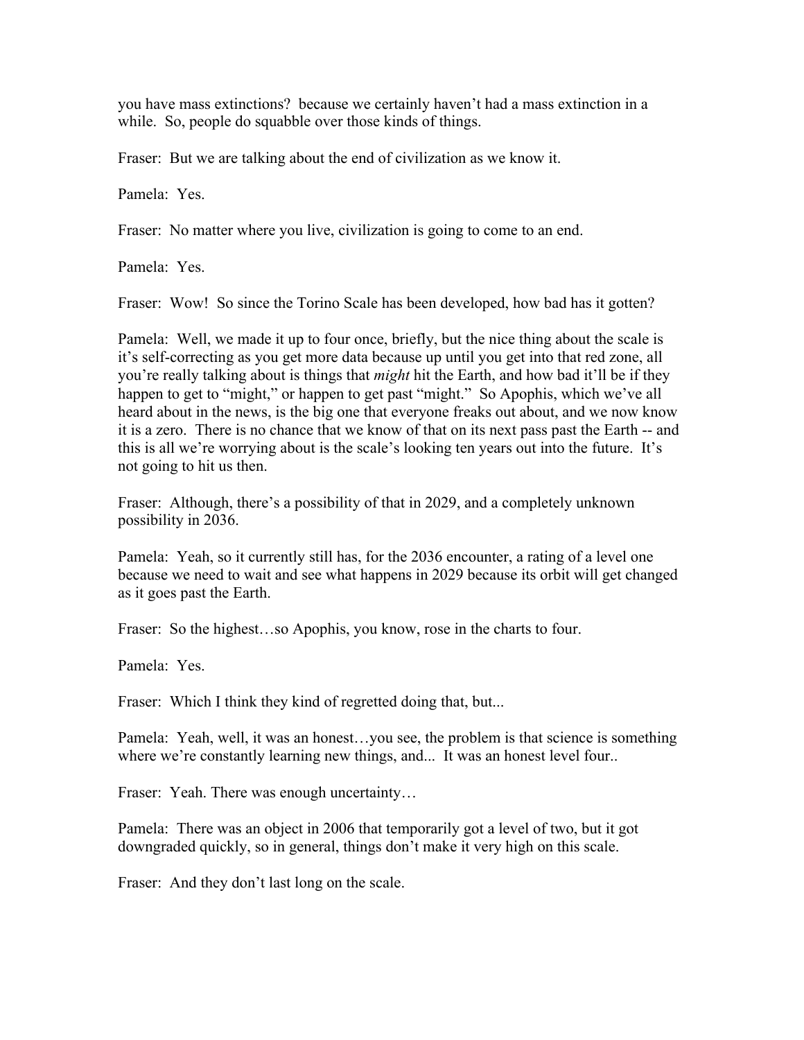you have mass extinctions? because we certainly haven't had a mass extinction in a while. So, people do squabble over those kinds of things.

Fraser: But we are talking about the end of civilization as we know it.

Pamela: Yes.

Fraser: No matter where you live, civilization is going to come to an end.

Pamela: Yes.

Fraser: Wow! So since the Torino Scale has been developed, how bad has it gotten?

Pamela: Well, we made it up to four once, briefly, but the nice thing about the scale is it's self-correcting as you get more data because up until you get into that red zone, all you're really talking about is things that *might* hit the Earth, and how bad it'll be if they happen to get to "might," or happen to get past "might." So Apophis, which we've all heard about in the news, is the big one that everyone freaks out about, and we now know it is a zero. There is no chance that we know of that on its next pass past the Earth -- and this is all we're worrying about is the scale's looking ten years out into the future. It's not going to hit us then.

Fraser: Although, there's a possibility of that in 2029, and a completely unknown possibility in 2036.

Pamela: Yeah, so it currently still has, for the 2036 encounter, a rating of a level one because we need to wait and see what happens in 2029 because its orbit will get changed as it goes past the Earth.

Fraser: So the highest…so Apophis, you know, rose in the charts to four.

Pamela: Yes.

Fraser: Which I think they kind of regretted doing that, but...

Pamela: Yeah, well, it was an honest…you see, the problem is that science is something where we're constantly learning new things, and... It was an honest level four..

Fraser: Yeah. There was enough uncertainty…

Pamela: There was an object in 2006 that temporarily got a level of two, but it got downgraded quickly, so in general, things don't make it very high on this scale.

Fraser: And they don't last long on the scale.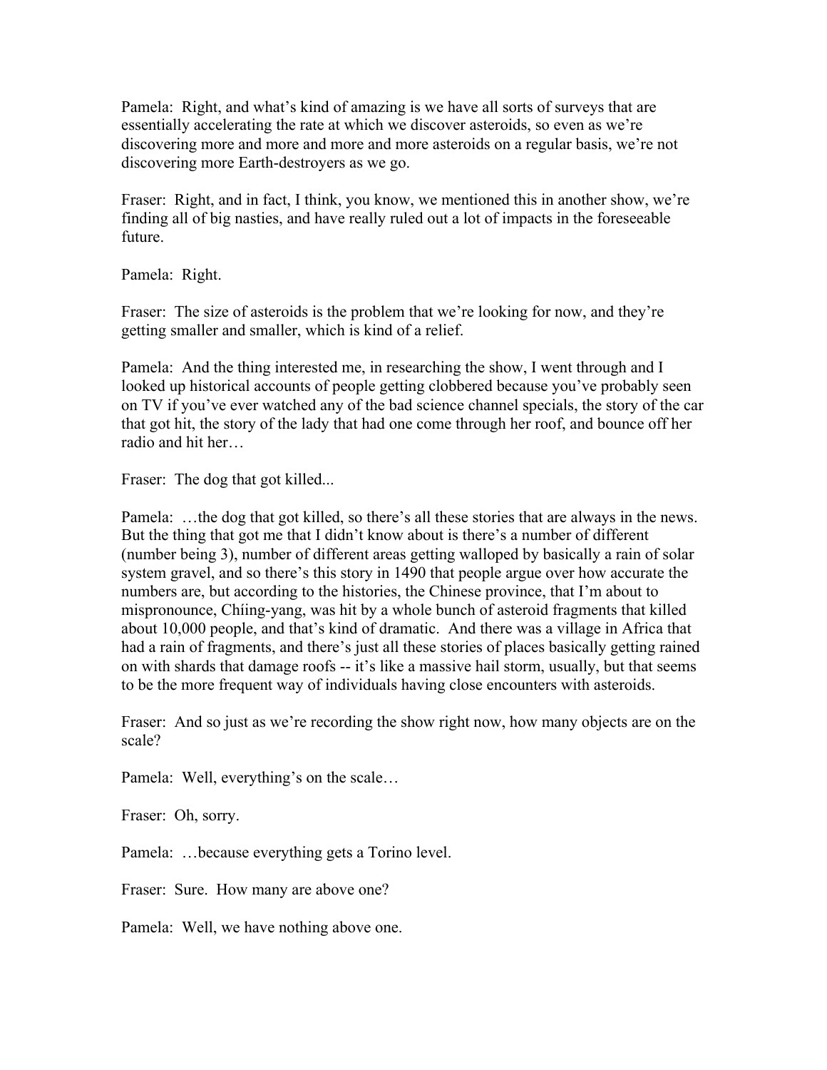Pamela: Right, and what's kind of amazing is we have all sorts of surveys that are essentially accelerating the rate at which we discover asteroids, so even as we're discovering more and more and more and more asteroids on a regular basis, we're not discovering more Earth-destroyers as we go.

Fraser: Right, and in fact, I think, you know, we mentioned this in another show, we're finding all of big nasties, and have really ruled out a lot of impacts in the foreseeable future.

Pamela: Right.

Fraser: The size of asteroids is the problem that we're looking for now, and they're getting smaller and smaller, which is kind of a relief.

Pamela: And the thing interested me, in researching the show, I went through and I looked up historical accounts of people getting clobbered because you've probably seen on TV if you've ever watched any of the bad science channel specials, the story of the car that got hit, the story of the lady that had one come through her roof, and bounce off her radio and hit her…

Fraser: The dog that got killed...

Pamela: …the dog that got killed, so there's all these stories that are always in the news. But the thing that got me that I didn't know about is there's a number of different (number being 3), number of different areas getting walloped by basically a rain of solar system gravel, and so there's this story in 1490 that people argue over how accurate the numbers are, but according to the histories, the Chinese province, that I'm about to mispronounce, Chíing-yang, was hit by a whole bunch of asteroid fragments that killed about 10,000 people, and that's kind of dramatic. And there was a village in Africa that had a rain of fragments, and there's just all these stories of places basically getting rained on with shards that damage roofs -- it's like a massive hail storm, usually, but that seems to be the more frequent way of individuals having close encounters with asteroids.

Fraser: And so just as we're recording the show right now, how many objects are on the scale?

Pamela: Well, everything's on the scale…

Fraser: Oh, sorry.

Pamela: …because everything gets a Torino level.

Fraser: Sure. How many are above one?

Pamela: Well, we have nothing above one.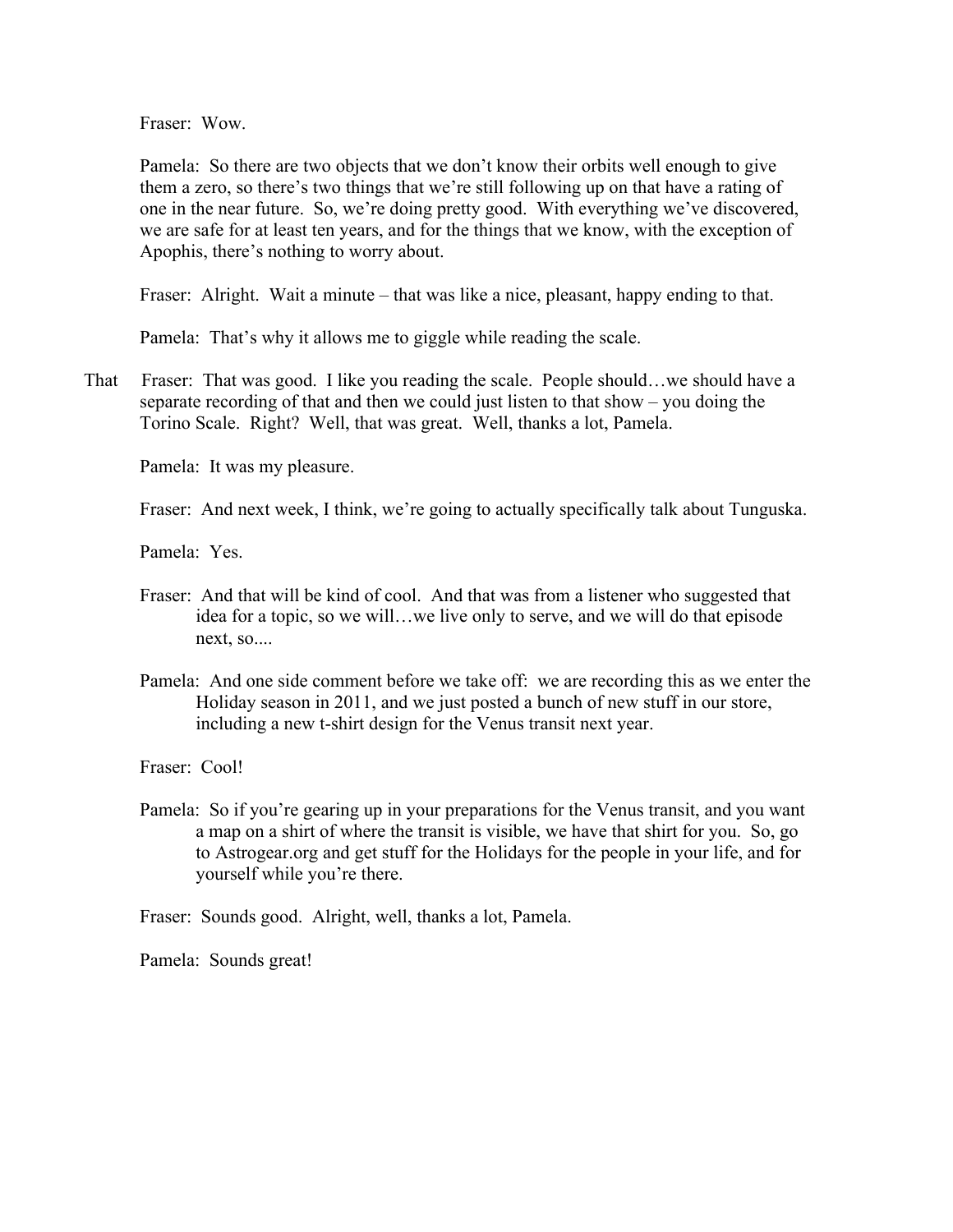Fraser: Wow.

Pamela: So there are two objects that we don't know their orbits well enough to give them a zero, so there's two things that we're still following up on that have a rating of one in the near future. So, we're doing pretty good. With everything we've discovered, we are safe for at least ten years, and for the things that we know, with the exception of Apophis, there's nothing to worry about.

Fraser: Alright. Wait a minute – that was like a nice, pleasant, happy ending to that.

Pamela: That's why it allows me to giggle while reading the scale.

That Fraser: That was good. I like you reading the scale. People should…we should have a separate recording of that and then we could just listen to that show – you doing the Torino Scale. Right? Well, that was great. Well, thanks a lot, Pamela.

Pamela: It was my pleasure.

Fraser: And next week, I think, we're going to actually specifically talk about Tunguska.

Pamela: Yes.

Fraser: And that will be kind of cool. And that was from a listener who suggested that idea for a topic, so we will…we live only to serve, and we will do that episode next, so....

Pamela: And one side comment before we take off: we are recording this as we enter the Holiday season in 2011, and we just posted a bunch of new stuff in our store, including a new t-shirt design for the Venus transit next year.

Fraser: Cool!

Pamela: So if you're gearing up in your preparations for the Venus transit, and you want a map on a shirt of where the transit is visible, we have that shirt for you. So, go to Astrogear.org and get stuff for the Holidays for the people in your life, and for yourself while you're there.

Fraser: Sounds good. Alright, well, thanks a lot, Pamela.

Pamela: Sounds great!